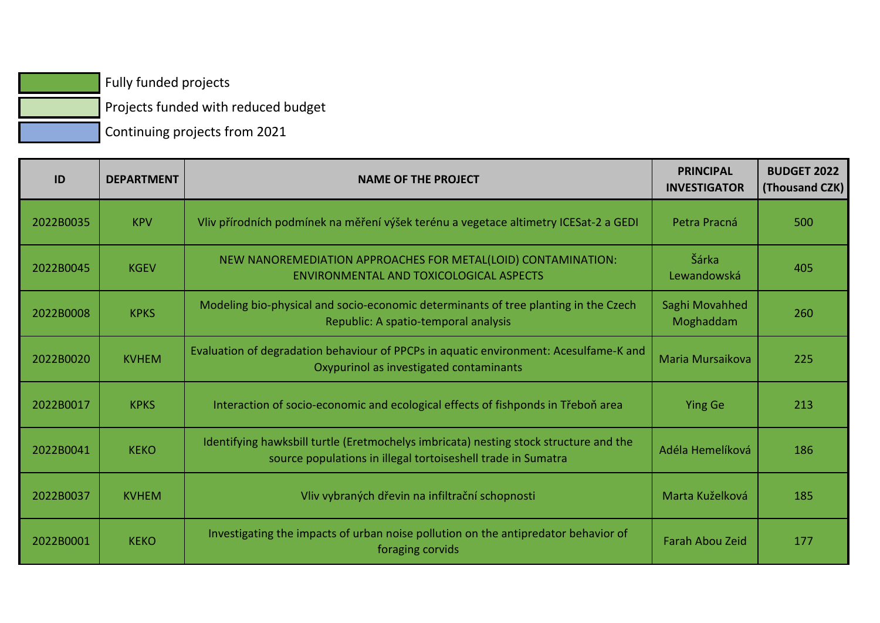Fully funded projects

Projects funded with reduced budget

Continuing projects from 2021

| ID | DEPARTMENT | NAME OF THE PROJECT | PRINCIPAL INVESTIGATOR | BUDGET 2022 (Thousand CZK) |
|---|---|---|---|---|
| 2022B0035 | KPV | Vliv přírodních podmínek na měření výšek terénu a vegetace altimetry ICESat-2 a GEDI | Petra Pracná | 500 |
| 2022B0045 | KGEV | NEW NANOREMEDIATION APPROACHES FOR METAL(LOID) CONTAMINATION: ENVIRONMENTAL AND TOXICOLOGICAL ASPECTS | Šárka Lewandowská | 405 |
| 2022B0008 | KPKS | Modeling bio-physical and socio-economic determinants of tree planting in the Czech Republic: A spatio-temporal analysis | Saghi Movahhed Moghaddam | 260 |
| 2022B0020 | KVHEM | Evaluation of degradation behaviour of PPCPs in aquatic environment: Acesulfame-K and Oxypurinol as investigated contaminants | Maria Mursaikova | 225 |
| 2022B0017 | KPKS | Interaction of socio-economic and ecological effects of fishponds in Třeboň area | Ying Ge | 213 |
| 2022B0041 | KEKO | Identifying hawksbill turtle (Eretmochelys imbricata) nesting stock structure and the source populations in illegal tortoiseshell trade in Sumatra | Adéla Hemelíková | 186 |
| 2022B0037 | KVHEM | Vliv vybraných dřevin na infiltrační schopnosti | Marta Kuželková | 185 |
| 2022B0001 | KEKO | Investigating the impacts of urban noise pollution on the antipredator behavior of foraging corvids | Farah Abou Zeid | 177 |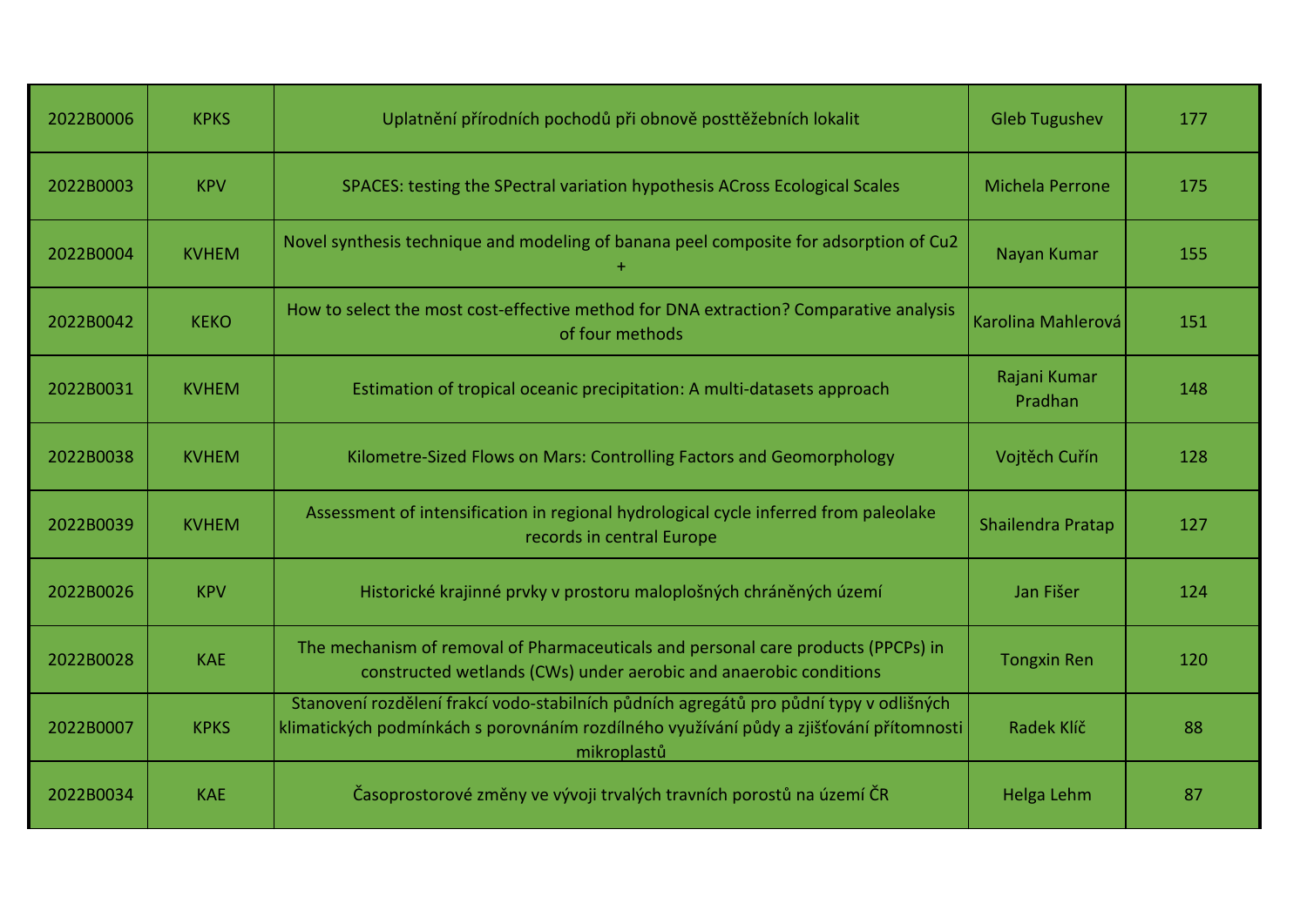| | | | | |
|---|---|---|---|---|
| 2022B0006 | KPKS | Uplatnění přírodních pochodů při obnově posttěžebních lokalit | Gleb Tugushev | 177 |
| 2022B0003 | KPV | SPACES: testing the SPectral variation hypothesis ACross Ecological Scales | Michela Perrone | 175 |
| 2022B0004 | KVHEM | Novel synthesis technique and modeling of banana peel composite for adsorption of $Cu^{2+}$ | Nayan Kumar | 155 |
| 2022B0042 | KEKO | How to select the most cost-effective method for DNA extraction? Comparative analysis of four methods | Karolina Mahlerová | 151 |
| 2022B0031 | KVHEM | Estimation of tropical oceanic precipitation: A multi-datasets approach | Rajani Kumar Pradhan | 148 |
| 2022B0038 | KVHEM | Kilometre-Sized Flows on Mars: Controlling Factors and Geomorphology | Vojtěch Cuřín | 128 |
| 2022B0039 | KVHEM | Assessment of intensification in regional hydrological cycle inferred from paleolake records in central Europe | Shailendra Pratap | 127 |
| 2022B0026 | KPV | Historické krajinné prvky v prostoru maloplošných chráněných území | Jan Fišer | 124 |
| 2022B0028 | KAE | The mechanism of removal of Pharmaceuticals and personal care products (PPCPs) in constructed wetlands (CWs) under aerobic and anaerobic conditions | Tongxin Ren | 120 |
| 2022B0007 | KPKS | Stanovení rozdělení frakcí vodo-stabilních půdních agregátů pro půdní typy v odlišných klimatických podmínkách s porovnáním rozdílného využívání půdy a zjišťování přítomnosti mikroplastů | Radek Klíč | 88 |
| 2022B0034 | KAE | Časoprostorové změny ve vývoji trvalých travních porostů na území ČR | Helga Lehm | 87 |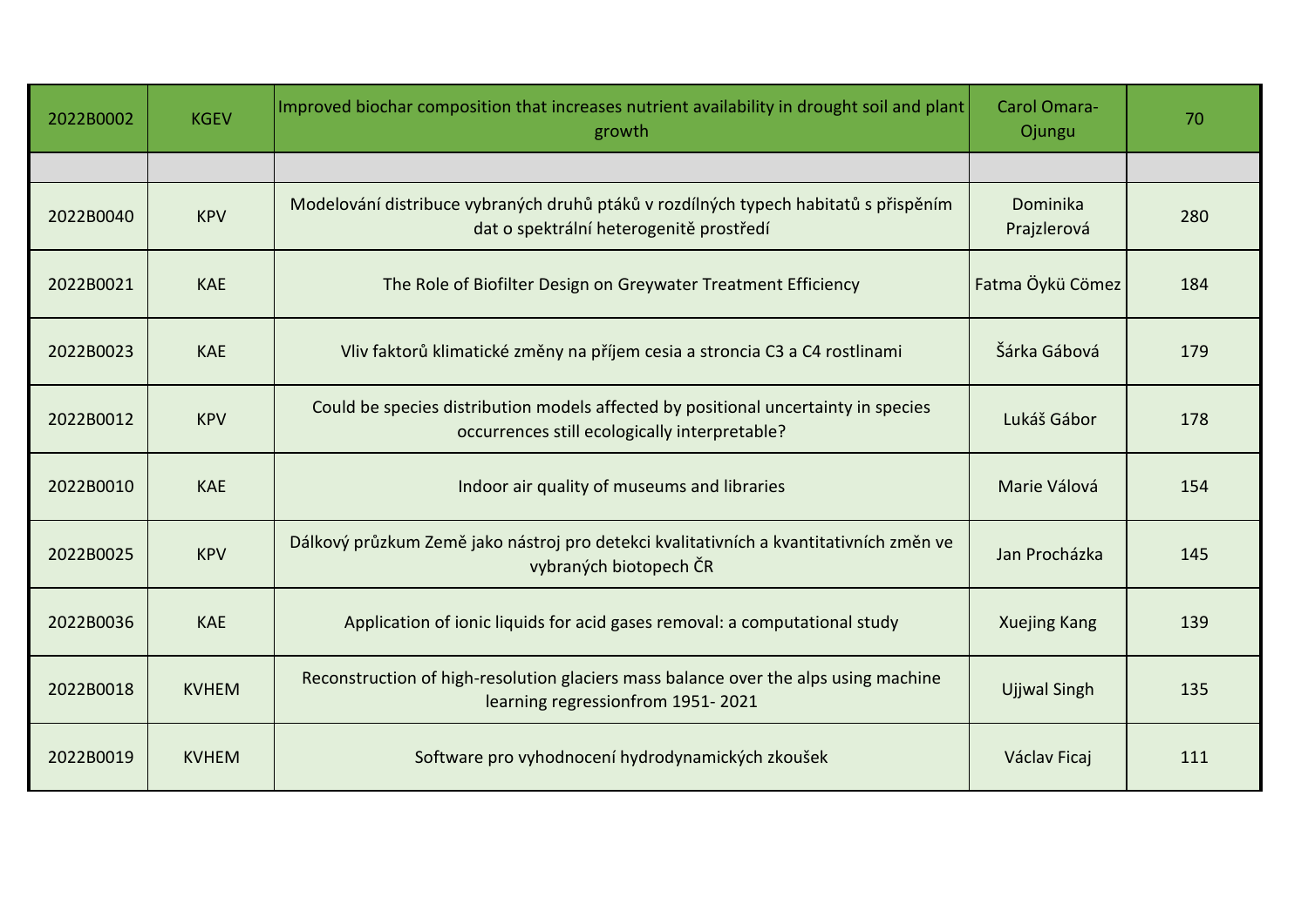| 2022B0002 | KGEV | Improved biochar composition that increases nutrient availability in drought soil and plant growth | Carol Omara-Ojungu | 70 |
|---|---|---|---|---|
| | | | | |
| 2022B0040 | KPV | Modelování distribuce vybraných druhů ptáků v rozdílných typech habitatů s přispěním dat o spektrální heterogenitě prostředí | Dominika Prajzlerová | 280 |
| 2022B0021 | KAE | The Role of Biofilter Design on Greywater Treatment Efficiency | Fatma Öykü Cömez | 184 |
| 2022B0023 | KAE | Vliv faktorů klimatické změny na příjem cesia a stroncia C3 a C4 rostlinami | Šárka Gábová | 179 |
| 2022B0012 | KPV | Could be species distribution models affected by positional uncertainty in species occurrences still ecologically interpretable? | Lukáš Gábor | 178 |
| 2022B0010 | KAE | Indoor air quality of museums and libraries | Marie Válová | 154 |
| 2022B0025 | KPV | Dálkový průzkum Země jako nástroj pro detekci kvalitativních a kvantitativních změn ve vybraných biotopech ČR | Jan Procházka | 145 |
| 2022B0036 | KAE | Application of ionic liquids for acid gases removal: a computational study | Xuejing Kang | 139 |
| 2022B0018 | KVHEM | Reconstruction of high-resolution glaciers mass balance over the alps using machine learning regressionfrom 1951- 2021 | Ujjwal Singh | 135 |
| 2022B0019 | KVHEM | Software pro vyhodnocení hydrodynamických zkoušek | Václav Ficaj | 111 |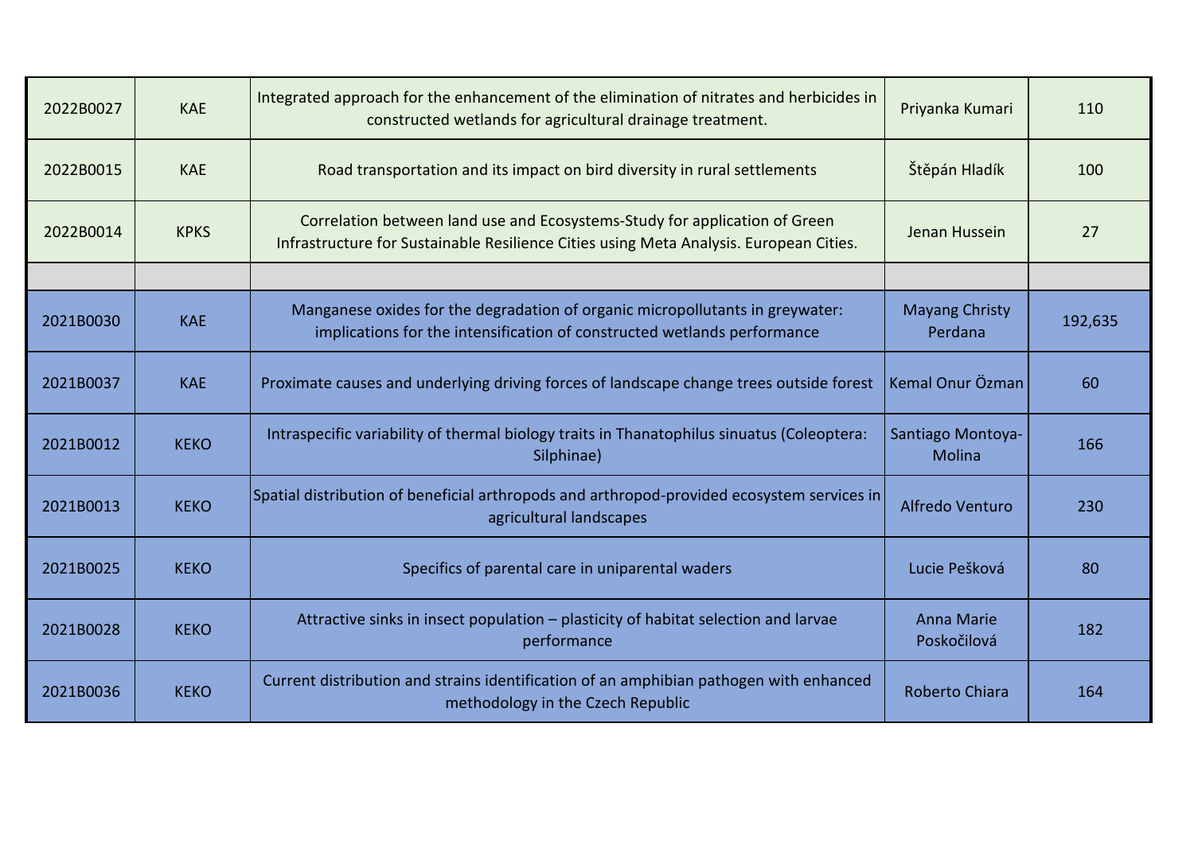| | | | | |
|---|---|---|---|---|
| 2022B0027 | KAE | Integrated approach for the enhancement of the elimination of nitrates and herbicides in constructed wetlands for agricultural drainage treatment. | Priyanka Kumari | 110 |
| 2022B0015 | KAE | Road transportation and its impact on bird diversity in rural settlements | Štěpán Hladík | 100 |
| 2022B0014 | KPKS | Correlation between land use and Ecosystems-Study for application of Green Infrastructure for Sustainable Resilience Cities using Meta Analysis. European Cities. | Jenan Hussein | 27 |
| | | | | |
| 2021B0030 | KAE | Manganese oxides for the degradation of organic micropollutants in greywater: implications for the intensification of constructed wetlands performance | Mayang Christy Perdana | 192,635 |
| 2021B0037 | KAE | Proximate causes and underlying driving forces of landscape change trees outside forest | Kemal Onur Özman | 60 |
| 2021B0012 | KEKO | Intraspecific variability of thermal biology traits in Thanatophilus sinuatus (Coleoptera: Silphinae) | Santiago Montoya-Molina | 166 |
| 2021B0013 | KEKO | Spatial distribution of beneficial arthropods and arthropod-provided ecosystem services in agricultural landscapes | Alfredo Venturo | 230 |
| 2021B0025 | KEKO | Specifics of parental care in uniparental waders | Lucie Pešková | 80 |
| 2021B0028 | KEKO | Attractive sinks in insect population – plasticity of habitat selection and larvae performance | Anna Marie Poskočilová | 182 |
| 2021B0036 | KEKO | Current distribution and strains identification of an amphibian pathogen with enhanced methodology in the Czech Republic | Roberto Chiara | 164 |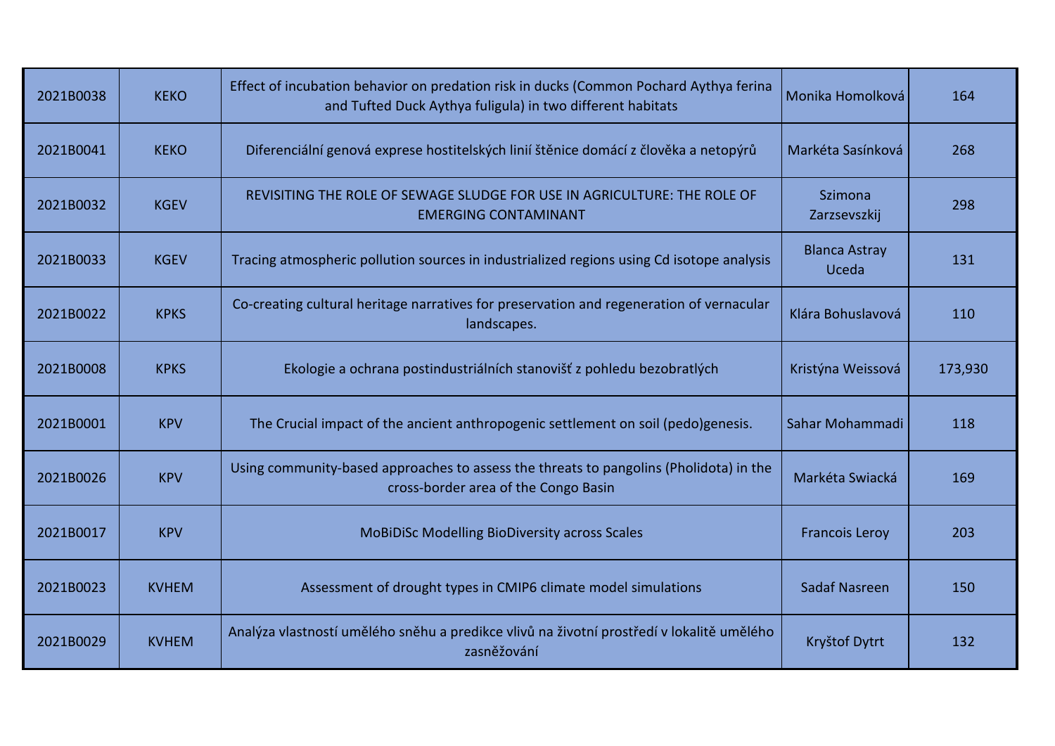| | | | | |
|---|---|---|---|---|
| 2021B0038 | KEKO | Effect of incubation behavior on predation risk in ducks (Common Pochard Aythya ferina and Tufted Duck Aythya fuligula) in two different habitats | Monika Homolková | 164 |
| 2021B0041 | KEKO | Diferenciální genová exprese hostitelských linií štěnice domácí z člověka a netopýrů | Markéta Sasínková | 268 |
| 2021B0032 | KGEV | REVISITING THE ROLE OF SEWAGE SLUDGE FOR USE IN AGRICULTURE: THE ROLE OF EMERGING CONTAMINANT | Szimona Zarzsevszkij | 298 |
| 2021B0033 | KGEV | Tracing atmospheric pollution sources in industrialized regions using Cd isotope analysis | Blanca Astray Uceda | 131 |
| 2021B0022 | KPKS | Co-creating cultural heritage narratives for preservation and regeneration of vernacular landscapes. | Klára Bohuslavová | 110 |
| 2021B0008 | KPKS | Ekologie a ochrana postindustriálních stanovišť z pohledu bezobratlých | Kristýna Weissová | 173,930 |
| 2021B0001 | KPV | The Crucial impact of the ancient anthropogenic settlement on soil (pedo)genesis. | Sahar Mohammadi | 118 |
| 2021B0026 | KPV | Using community-based approaches to assess the threats to pangolins (Pholidota) in the cross-border area of the Congo Basin | Markéta Swiacká | 169 |
| 2021B0017 | KPV | MoBiDiSc Modelling BioDiversity across Scales | Francois Leroy | 203 |
| 2021B0023 | KVHEM | Assessment of drought types in CMIP6 climate model simulations | Sadaf Nasreen | 150 |
| 2021B0029 | KVHEM | Analýza vlastností umělého sněhu a predikce vlivů na životní prostředí v lokalitě umělého zasněžování | Kryštof Dytrt | 132 |